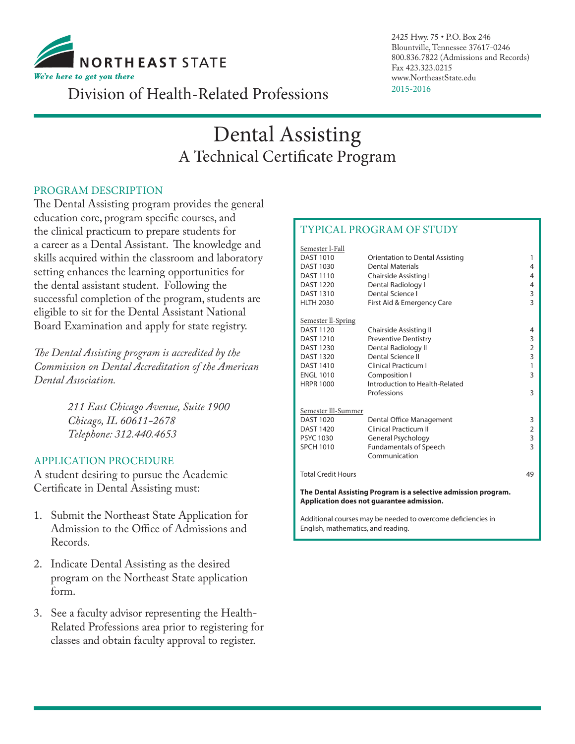NORTHEAST STATE

*We're here to get you there*

Division of Health-Related Professions

2425 Hwy. 75 • P.O. Box 246
Blountville, Tennessee 37617-0246
800.836.7822 (Admissions and Records)
Fax 423.323.0215
www.NortheastState.edu
2015-2016

# Dental Assisting
## A Technical Certificate Program

### PROGRAM DESCRIPTION

The Dental Assisting program provides the general education core, program specific courses, and the clinical practicum to prepare students for a career as a Dental Assistant. The knowledge and skills acquired within the classroom and laboratory setting enhances the learning opportunities for the dental assistant student. Following the successful completion of the program, students are eligible to sit for the Dental Assistant National Board Examination and apply for state registry.

*The Dental Assisting program is accredited by the Commission on Dental Accreditation of the American Dental Association.*

*211 East Chicago Avenue, Suite 1900*
*Chicago, IL 60611-2678*
*Telephone: 312.440.4653*

### APPLICATION PROCEDURE

A student desiring to pursue the Academic Certificate in Dental Assisting must:

1. Submit the Northeast State Application for Admission to the Office of Admissions and Records.
2. Indicate Dental Assisting as the desired program on the Northeast State application form.
3. See a faculty advisor representing the Health-Related Professions area prior to registering for classes and obtain faculty approval to register.

### TYPICAL PROGRAM OF STUDY

| Course | Title | Credits |
|---|---|---|
| Semester I-Fall | | |
| DAST 1010 | Orientation to Dental Assisting | 1 |
| DAST 1030 | Dental Materials | 4 |
| DAST 1110 | Chairside Assisting I | 4 |
| DAST 1220 | Dental Radiology I | 4 |
| DAST 1310 | Dental Science I | 3 |
| HLTH 2030 | First Aid & Emergency Care | 3 |
| Semester II-Spring | | |
| DAST 1120 | Chairside Assisting II | 4 |
| DAST 1210 | Preventive Dentistry | 3 |
| DAST 1230 | Dental Radiology II | 2 |
| DAST 1320 | Dental Science II | 3 |
| DAST 1410 | Clinical Practicum I | 1 |
| ENGL 1010 | Composition I | 3 |
| HRPR 1000 | Introduction to Health-Related Professions | 3 |
| Semester III-Summer | | |
| DAST 1020 | Dental Office Management | 3 |
| DAST 1420 | Clinical Practicum II | 2 |
| PSYC 1030 | General Psychology | 3 |
| SPCH 1010 | Fundamentals of Speech Communication | 3 |
| Total Credit Hours | | 49 |

**The Dental Assisting Program is a selective admission program. Application does not guarantee admission.**

Additional courses may be needed to overcome deficiencies in English, mathematics, and reading.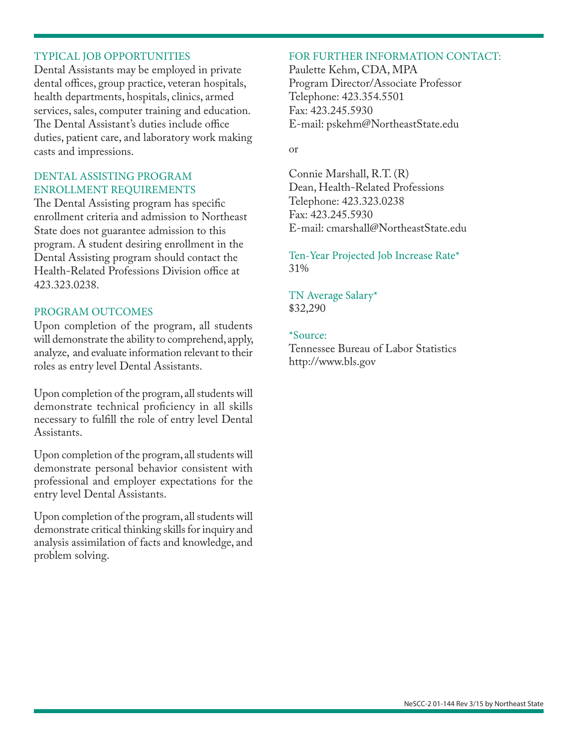## TYPICAL JOB OPPORTUNITIES

Dental Assistants may be employed in private dental offices, group practice, veteran hospitals, health departments, hospitals, clinics, armed services, sales, computer training and education. The Dental Assistant's duties include office duties, patient care, and laboratory work making casts and impressions.

## DENTAL ASSISTING PROGRAM ENROLLMENT REQUIREMENTS

The Dental Assisting program has specific enrollment criteria and admission to Northeast State does not guarantee admission to this program. A student desiring enrollment in the Dental Assisting program should contact the Health-Related Professions Division office at 423.323.0238.

## PROGRAM OUTCOMES

Upon completion of the program, all students will demonstrate the ability to comprehend, apply, analyze, and evaluate information relevant to their roles as entry level Dental Assistants.

Upon completion of the program, all students will demonstrate technical proficiency in all skills necessary to fulfill the role of entry level Dental Assistants.

Upon completion of the program, all students will demonstrate personal behavior consistent with professional and employer expectations for the entry level Dental Assistants.

Upon completion of the program, all students will demonstrate critical thinking skills for inquiry and analysis assimilation of facts and knowledge, and problem solving.

## FOR FURTHER INFORMATION CONTACT:

Paulette Kehm, CDA, MPA  
Program Director/Associate Professor  
Telephone: 423.354.5501  
Fax: 423.245.5930  
E-mail: pskehm@NortheastState.edu

or

Connie Marshall, R.T. (R)  
Dean, Health-Related Professions  
Telephone: 423.323.0238  
Fax: 423.245.5930  
E-mail: cmarshall@NortheastState.edu

### Ten-Year Projected Job Increase Rate*

31%

### TN Average Salary*

$32,290

### *Source:

Tennessee Bureau of Labor Statistics  
http://www.bls.gov

NeSCC-2 01-144 Rev 3/15 by Northeast State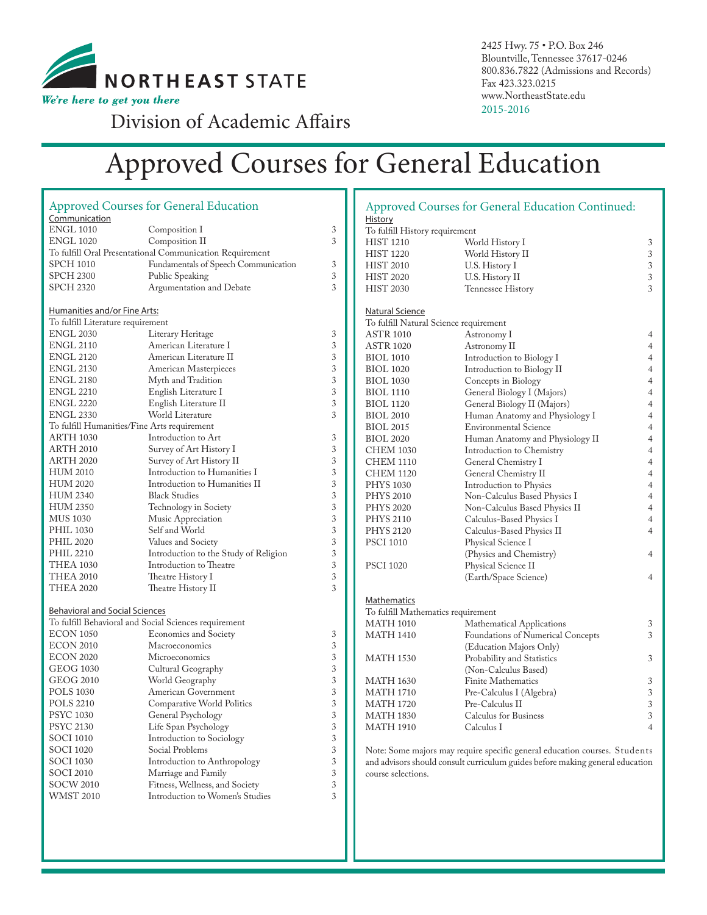NORTHEAST STATE

*We're here to get you there*

Division of Academic Affairs

2425 Hwy. 75 • P.O. Box 246
Blountville, Tennessee 37617-0246
800.836.7822 (Admissions and Records)
Fax 423.323.0215
www.NortheastState.edu
2015-2016

# Approved Courses for General Education

## Approved Courses for General Education

### Communication

| Course | Title | Hours |
|---|---|---|
| ENGL 1010 | Composition I | 3 |
| ENGL 1020 | Composition II | 3 |
| To fulfill Oral Presentational Communication Requirement | | |
| SPCH 1010 | Fundamentals of Speech Communication | 3 |
| SPCH 2300 | Public Speaking | 3 |
| SPCH 2320 | Argumentation and Debate | 3 |

### Humanities and/or Fine Arts:

| Course | Title | Hours |
|---|---|---|
| To fulfill Literature requirement | | |
| ENGL 2030 | Literary Heritage | 3 |
| ENGL 2110 | American Literature I | 3 |
| ENGL 2120 | American Literature II | 3 |
| ENGL 2130 | American Masterpieces | 3 |
| ENGL 2180 | Myth and Tradition | 3 |
| ENGL 2210 | English Literature I | 3 |
| ENGL 2220 | English Literature II | 3 |
| ENGL 2330 | World Literature | 3 |
| To fulfill Humanities/Fine Arts requirement | | |
| ARTH 1030 | Introduction to Art | 3 |
| ARTH 2010 | Survey of Art History I | 3 |
| ARTH 2020 | Survey of Art History II | 3 |
| HUM 2010 | Introduction to Humanities I | 3 |
| HUM 2020 | Introduction to Humanities II | 3 |
| HUM 2340 | Black Studies | 3 |
| HUM 2350 | Technology in Society | 3 |
| MUS 1030 | Music Appreciation | 3 |
| PHIL 1030 | Self and World | 3 |
| PHIL 2020 | Values and Society | 3 |
| PHIL 2210 | Introduction to the Study of Religion | 3 |
| THEA 1030 | Introduction to Theatre | 3 |
| THEA 2010 | Theatre History I | 3 |
| THEA 2020 | Theatre History II | 3 |

### Behavioral and Social Sciences

| Course | Title | Hours |
|---|---|---|
| To fulfill Behavioral and Social Sciences requirement | | |
| ECON 1050 | Economics and Society | 3 |
| ECON 2010 | Macroeconomics | 3 |
| ECON 2020 | Microeconomics | 3 |
| GEOG 1030 | Cultural Geography | 3 |
| GEOG 2010 | World Geography | 3 |
| POLS 1030 | American Government | 3 |
| POLS 2210 | Comparative World Politics | 3 |
| PSYC 1030 | General Psychology | 3 |
| PSYC 2130 | Life Span Psychology | 3 |
| SOCI 1010 | Introduction to Sociology | 3 |
| SOCI 1020 | Social Problems | 3 |
| SOCI 1030 | Introduction to Anthropology | 3 |
| SOCI 2010 | Marriage and Family | 3 |
| SOCW 2010 | Fitness, Wellness, and Society | 3 |
| WMST 2010 | Introduction to Women's Studies | 3 |

## Approved Courses for General Education Continued:

### History

| Course | Title | Hours |
|---|---|---|
| To fulfill History requirement | | |
| HIST 1210 | World History I | 3 |
| HIST 1220 | World History II | 3 |
| HIST 2010 | U.S. History I | 3 |
| HIST 2020 | U.S. History II | 3 |
| HIST 2030 | Tennessee History | 3 |

### Natural Science

| Course | Title | Hours |
|---|---|---|
| To fulfill Natural Science requirement | | |
| ASTR 1010 | Astronomy I | 4 |
| ASTR 1020 | Astronomy II | 4 |
| BIOL 1010 | Introduction to Biology I | 4 |
| BIOL 1020 | Introduction to Biology II | 4 |
| BIOL 1030 | Concepts in Biology | 4 |
| BIOL 1110 | General Biology I (Majors) | 4 |
| BIOL 1120 | General Biology II (Majors) | 4 |
| BIOL 2010 | Human Anatomy and Physiology I | 4 |
| BIOL 2015 | Environmental Science | 4 |
| BIOL 2020 | Human Anatomy and Physiology II | 4 |
| CHEM 1030 | Introduction to Chemistry | 4 |
| CHEM 1110 | General Chemistry I | 4 |
| CHEM 1120 | General Chemistry II | 4 |
| PHYS 1030 | Introduction to Physics | 4 |
| PHYS 2010 | Non-Calculus Based Physics I | 4 |
| PHYS 2020 | Non-Calculus Based Physics II | 4 |
| PHYS 2110 | Calculus-Based Physics I | 4 |
| PHYS 2120 | Calculus-Based Physics II | 4 |
| PSCI 1010 | Physical Science I (Physics and Chemistry) | 4 |
| PSCI 1020 | Physical Science II (Earth/Space Science) | 4 |

### Mathematics

| Course | Title | Hours |
|---|---|---|
| To fulfill Mathematics requirement | | |
| MATH 1010 | Mathematical Applications | 3 |
| MATH 1410 | Foundations of Numerical Concepts (Education Majors Only) | 3 |
| MATH 1530 | Probability and Statistics (Non-Calculus Based) | 3 |
| MATH 1630 | Finite Mathematics | 3 |
| MATH 1710 | Pre-Calculus I (Algebra) | 3 |
| MATH 1720 | Pre-Calculus II | 3 |
| MATH 1830 | Calculus for Business | 3 |
| MATH 1910 | Calculus I | 4 |

Note: Some majors may require specific general education courses. Students and advisors should consult curriculum guides before making general education course selections.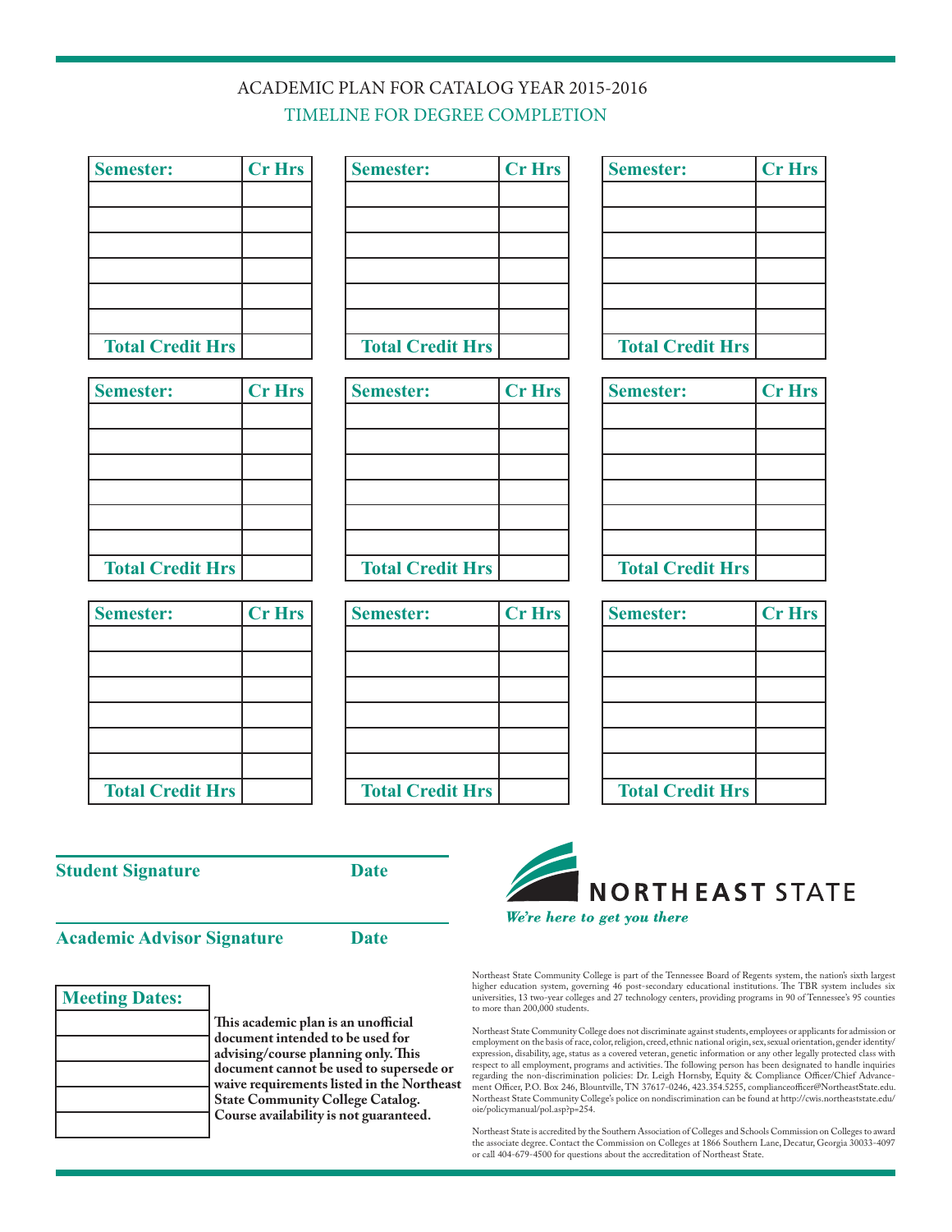# ACADEMIC PLAN FOR CATALOG YEAR 2015-2016

## TIMELINE FOR DEGREE COMPLETION

| Semester: | Cr Hrs |
|---|---|
| | |
| | |
| | |
| | |
| | |
| | |
| Total Credit Hrs | |

| Semester: | Cr Hrs |
|---|---|
| | |
| | |
| | |
| | |
| | |
| | |
| Total Credit Hrs | |

| Semester: | Cr Hrs |
|---|---|
| | |
| | |
| | |
| | |
| | |
| | |
| Total Credit Hrs | |

| Semester: | Cr Hrs |
|---|---|
| | |
| | |
| | |
| | |
| | |
| | |
| Total Credit Hrs | |

| Semester: | Cr Hrs |
|---|---|
| | |
| | |
| | |
| | |
| | |
| | |
| Total Credit Hrs | |

| Semester: | Cr Hrs |
|---|---|
| | |
| | |
| | |
| | |
| | |
| | |
| Total Credit Hrs | |

| Semester: | Cr Hrs |
|---|---|
| | |
| | |
| | |
| | |
| | |
| | |
| Total Credit Hrs | |

| Semester: | Cr Hrs |
|---|---|
| | |
| | |
| | |
| | |
| | |
| | |
| Total Credit Hrs | |

| Semester: | Cr Hrs |
|---|---|
| | |
| | |
| | |
| | |
| | |
| | |
| Total Credit Hrs | |

**Student Signature** **Date**

**Academic Advisor Signature** **Date**

| Meeting Dates: |
|---|
| |
| |
| |
| |
| |

**This academic plan is an unofficial document intended to be used for advising/course planning only. This document cannot be used to supersede or waive requirements listed in the Northeast State Community College Catalog. Course availability is not guaranteed.**

NORTHEAST STATE

*We're here to get you there*

Northeast State Community College is part of the Tennessee Board of Regents system, the nation's sixth largest higher education system, governing 46 post-secondary educational institutions. The TBR system includes six universities, 13 two-year colleges and 27 technology centers, providing programs in 90 of Tennessee's 95 counties to more than 200,000 students.

Northeast State Community College does not discriminate against students, employees or applicants for admission or employment on the basis of race, color, religion, creed, ethnic national origin, sex, sexual orientation, gender identity/expression, disability, age, status as a covered veteran, genetic information or any other legally protected class with respect to all employment, programs and activities. The following person has been designated to handle inquiries regarding the non-discrimination policies: Dr. Leigh Hornsby, Equity & Compliance Officer/Chief Advancement Officer, P.O. Box 246, Blountville, TN 37617-0246, 423.354.5255, complianceofficer@NortheastState.edu. Northeast State Community College's police on nondiscrimination can be found at http://cwis.northeaststate.edu/oie/policymanual/pol.asp?p=254.

Northeast State is accredited by the Southern Association of Colleges and Schools Commission on Colleges to award the associate degree. Contact the Commission on Colleges at 1866 Southern Lane, Decatur, Georgia 30033-4097 or call 404-679-4500 for questions about the accreditation of Northeast State.